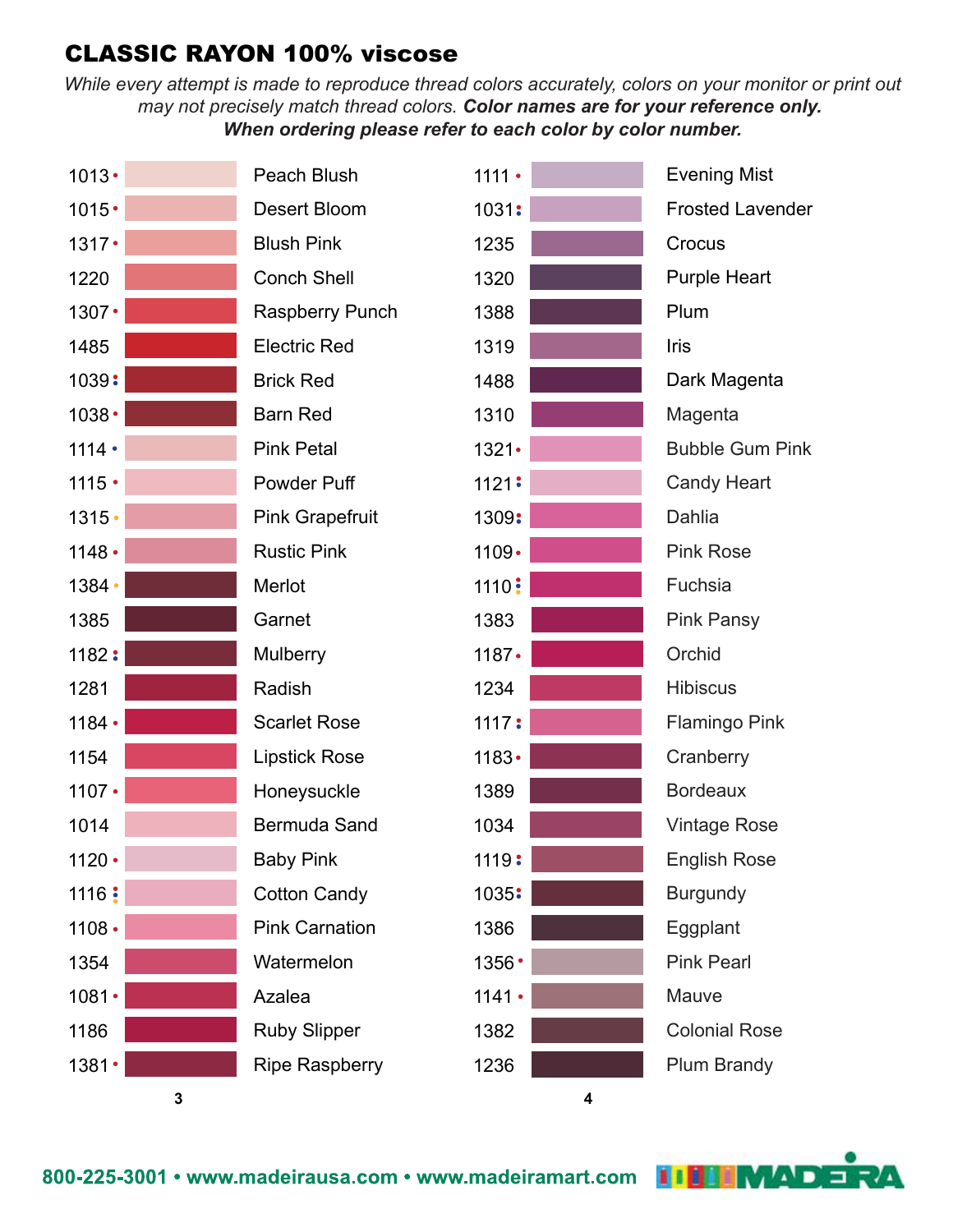# CLASSIC RAYON 100% viscose

*While every attempt is made to reproduce thread colors accurately, colors on your monitor or print out may not precisely match thread colors.* ***Color names are for your reference only. When ordering please refer to each color by color number.***

| Number | Color Name |
|---|---|
| 1013 • | Peach Blush |
| 1015 • | Desert Bloom |
| 1317 • | Blush Pink |
| 1220 | Conch Shell |
| 1307 • | Raspberry Punch |
| 1485 | Electric Red |
| 1039 • | Brick Red |
| 1038 • | Barn Red |
| 1114 • | Pink Petal |
| 1115 • | Powder Puff |
| 1315 • | Pink Grapefruit |
| 1148 • | Rustic Pink |
| 1384 • | Merlot |
| 1385 | Garnet |
| 1182 • | Mulberry |
| 1281 | Radish |
| 1184 • | Scarlet Rose |
| 1154 | Lipstick Rose |
| 1107 • | Honeysuckle |
| 1014 | Bermuda Sand |
| 1120 • | Baby Pink |
| 1116 • | Cotton Candy |
| 1108 • | Pink Carnation |
| 1354 | Watermelon |
| 1081 • | Azalea |
| 1186 | Ruby Slipper |
| 1381 • | Ripe Raspberry |

| Number | Color Name |
|---|---|
| 1111 • | Evening Mist |
| 1031 • | Frosted Lavender |
| 1235 | Crocus |
| 1320 | Purple Heart |
| 1388 | Plum |
| 1319 | Iris |
| 1488 | Dark Magenta |
| 1310 | Magenta |
| 1321 • | Bubble Gum Pink |
| 1121 • | Candy Heart |
| 1309 • | Dahlia |
| 1109 • | Pink Rose |
| 1110 • | Fuchsia |
| 1383 | Pink Pansy |
| 1187 • | Orchid |
| 1234 | Hibiscus |
| 1117 • | Flamingo Pink |
| 1183 • | Cranberry |
| 1389 | Bordeaux |
| 1034 | Vintage Rose |
| 1119 • | English Rose |
| 1035 • | Burgundy |
| 1386 | Eggplant |
| 1356 • | Pink Pearl |
| 1141 • | Mauve |
| 1382 | Colonial Rose |
| 1236 | Plum Brandy |

800-225-3001 • www.madeirausa.com • www.madeiramart.com MADEIRA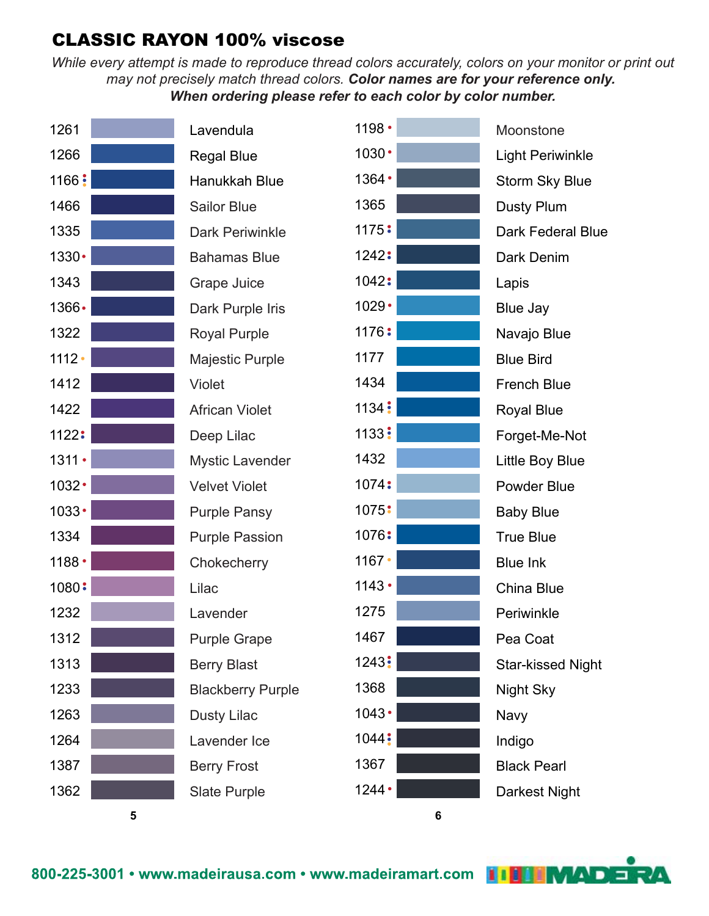## CLASSIC RAYON 100% viscose

*While every attempt is made to reproduce thread colors accurately, colors on your monitor or print out may not precisely match thread colors.* ***Color names are for your reference only. When ordering please refer to each color by color number.***

| Number | Color Name |
|---|---|
| 1261 | Lavendula |
| 1266 | Regal Blue |
| 1166 | Hanukkah Blue |
| 1466 | Sailor Blue |
| 1335 | Dark Periwinkle |
| 1330 | Bahamas Blue |
| 1343 | Grape Juice |
| 1366 | Dark Purple Iris |
| 1322 | Royal Purple |
| 1112 | Majestic Purple |
| 1412 | Violet |
| 1422 | African Violet |
| 1122 | Deep Lilac |
| 1311 | Mystic Lavender |
| 1032 | Velvet Violet |
| 1033 | Purple Pansy |
| 1334 | Purple Passion |
| 1188 | Chokecherry |
| 1080 | Lilac |
| 1232 | Lavender |
| 1312 | Purple Grape |
| 1313 | Berry Blast |
| 1233 | Blackberry Purple |
| 1263 | Dusty Lilac |
| 1264 | Lavender Ice |
| 1387 | Berry Frost |
| 1362 | Slate Purple |

| Number | Color Name |
|---|---|
| 1198 | Moonstone |
| 1030 | Light Periwinkle |
| 1364 | Storm Sky Blue |
| 1365 | Dusty Plum |
| 1175 | Dark Federal Blue |
| 1242 | Dark Denim |
| 1042 | Lapis |
| 1029 | Blue Jay |
| 1176 | Navajo Blue |
| 1177 | Blue Bird |
| 1434 | French Blue |
| 1134 | Royal Blue |
| 1133 | Forget-Me-Not |
| 1432 | Little Boy Blue |
| 1074 | Powder Blue |
| 1075 | Baby Blue |
| 1076 | True Blue |
| 1167 | Blue Ink |
| 1143 | China Blue |
| 1275 | Periwinkle |
| 1467 | Pea Coat |
| 1243 | Star-kissed Night |
| 1368 | Night Sky |
| 1043 | Navy |
| 1044 | Indigo |
| 1367 | Black Pearl |
| 1244 | Darkest Night |

800-225-3001 • www.madeirausa.com • www.madeiramart.com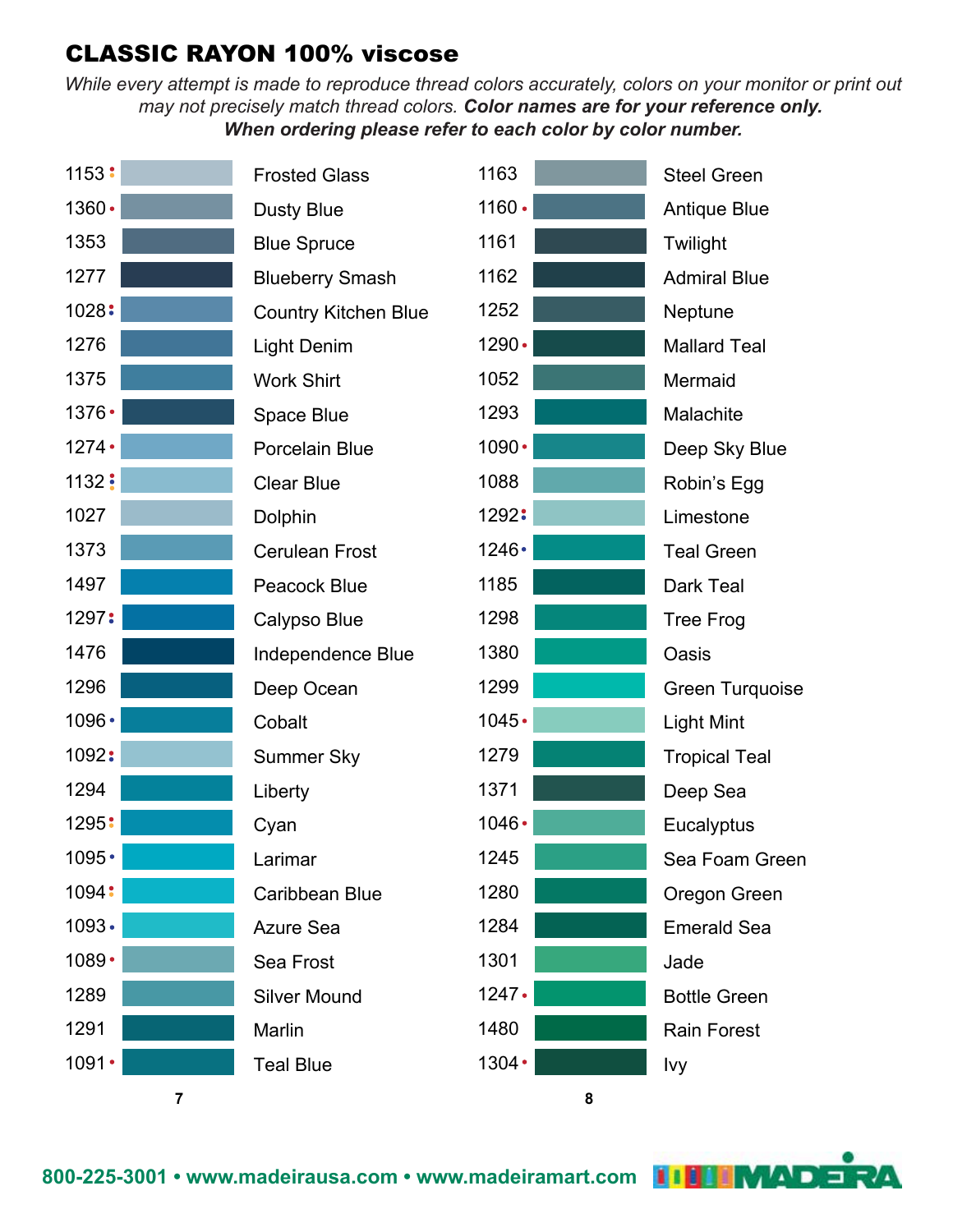## CLASSIC RAYON 100% viscose

*While every attempt is made to reproduce thread colors accurately, colors on your monitor or print out may not precisely match thread colors.* ***Color names are for your reference only. When ordering please refer to each color by color number.***

| Color Number | Color Name |
|---|---|
| 1153 | Frosted Glass |
| 1360 | Dusty Blue |
| 1353 | Blue Spruce |
| 1277 | Blueberry Smash |
| 1028 | Country Kitchen Blue |
| 1276 | Light Denim |
| 1375 | Work Shirt |
| 1376 | Space Blue |
| 1274 | Porcelain Blue |
| 1132 | Clear Blue |
| 1027 | Dolphin |
| 1373 | Cerulean Frost |
| 1497 | Peacock Blue |
| 1297 | Calypso Blue |
| 1476 | Independence Blue |
| 1296 | Deep Ocean |
| 1096 | Cobalt |
| 1092 | Summer Sky |
| 1294 | Liberty |
| 1295 | Cyan |
| 1095 | Larimar |
| 1094 | Caribbean Blue |
| 1093 | Azure Sea |
| 1089 | Sea Frost |
| 1289 | Silver Mound |
| 1291 | Marlin |
| 1091 | Teal Blue |
| 1163 | Steel Green |
| 1160 | Antique Blue |
| 1161 | Twilight |
| 1162 | Admiral Blue |
| 1252 | Neptune |
| 1290 | Mallard Teal |
| 1052 | Mermaid |
| 1293 | Malachite |
| 1090 | Deep Sky Blue |
| 1088 | Robin's Egg |
| 1292 | Limestone |
| 1246 | Teal Green |
| 1185 | Dark Teal |
| 1298 | Tree Frog |
| 1380 | Oasis |
| 1299 | Green Turquoise |
| 1045 | Light Mint |
| 1279 | Tropical Teal |
| 1371 | Deep Sea |
| 1046 | Eucalyptus |
| 1245 | Sea Foam Green |
| 1280 | Oregon Green |
| 1284 | Emerald Sea |
| 1301 | Jade |
| 1247 | Bottle Green |
| 1480 | Rain Forest |
| 1304 | Ivy |

800-225-3001 • www.madeirausa.com • www.madeiramart.com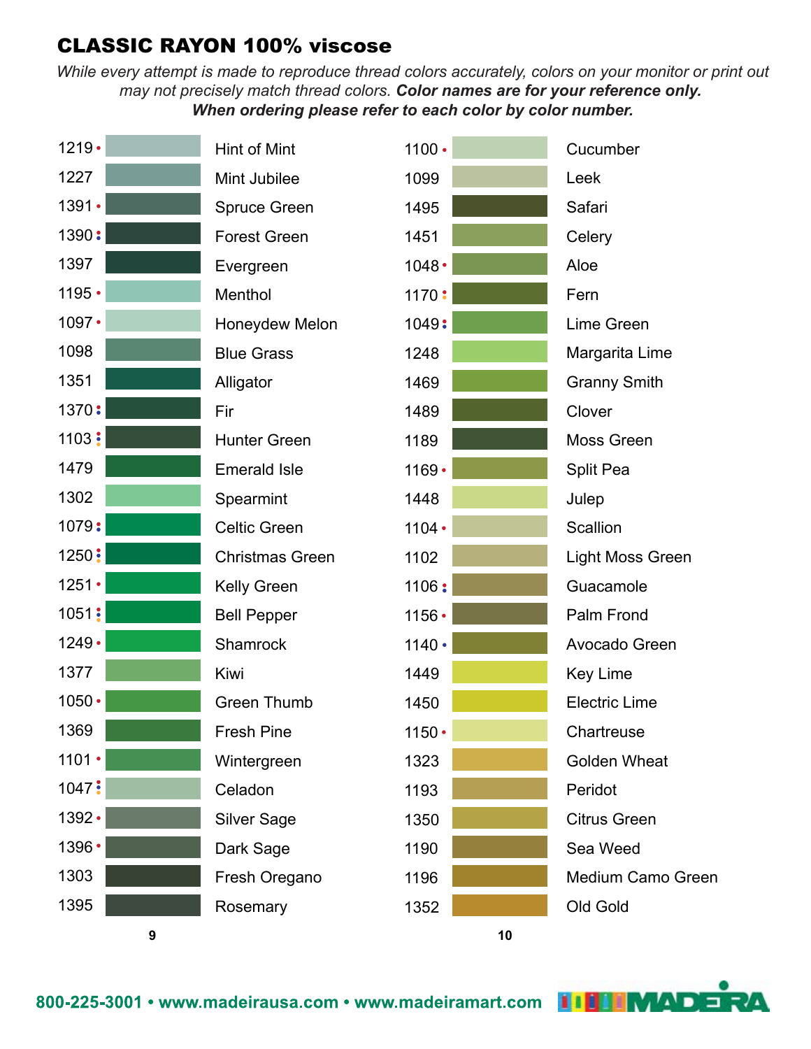## CLASSIC RAYON 100% viscose

*While every attempt is made to reproduce thread colors accurately, colors on your monitor or print out may not precisely match thread colors.* ***Color names are for your reference only. When ordering please refer to each color by color number.***

| Color # | Color Name |
|---|---|
| 1219 • | Hint of Mint |
| 1227 | Mint Jubilee |
| 1391 • | Spruce Green |
| 1390 : | Forest Green |
| 1397 | Evergreen |
| 1195 • | Menthol |
| 1097 • | Honeydew Melon |
| 1098 | Blue Grass |
| 1351 | Alligator |
| 1370 : | Fir |
| 1103 ⋮ | Hunter Green |
| 1479 | Emerald Isle |
| 1302 | Spearmint |
| 1079 : | Celtic Green |
| 1250 ⋮ | Christmas Green |
| 1251 • | Kelly Green |
| 1051 ⋮ | Bell Pepper |
| 1249 • | Shamrock |
| 1377 | Kiwi |
| 1050 • | Green Thumb |
| 1369 | Fresh Pine |
| 1101 • | Wintergreen |
| 1047 ⋮ | Celadon |
| 1392 • | Silver Sage |
| 1396 • | Dark Sage |
| 1303 | Fresh Oregano |
| 1395 | Rosemary |

| Color # | Color Name |
|---|---|
| 1100 • | Cucumber |
| 1099 | Leek |
| 1495 | Safari |
| 1451 | Celery |
| 1048 • | Aloe |
| 1170 : | Fern |
| 1049 : | Lime Green |
| 1248 | Margarita Lime |
| 1469 | Granny Smith |
| 1489 | Clover |
| 1189 | Moss Green |
| 1169 • | Split Pea |
| 1448 | Julep |
| 1104 • | Scallion |
| 1102 | Light Moss Green |
| 1106 : | Guacamole |
| 1156 • | Palm Frond |
| 1140 • | Avocado Green |
| 1449 | Key Lime |
| 1450 | Electric Lime |
| 1150 • | Chartreuse |
| 1323 | Golden Wheat |
| 1193 | Peridot |
| 1350 | Citrus Green |
| 1190 | Sea Weed |
| 1196 | Medium Camo Green |
| 1352 | Old Gold |

**800-225-3001 • www.madeirausa.com • www.madeiramart.com** MADEIRA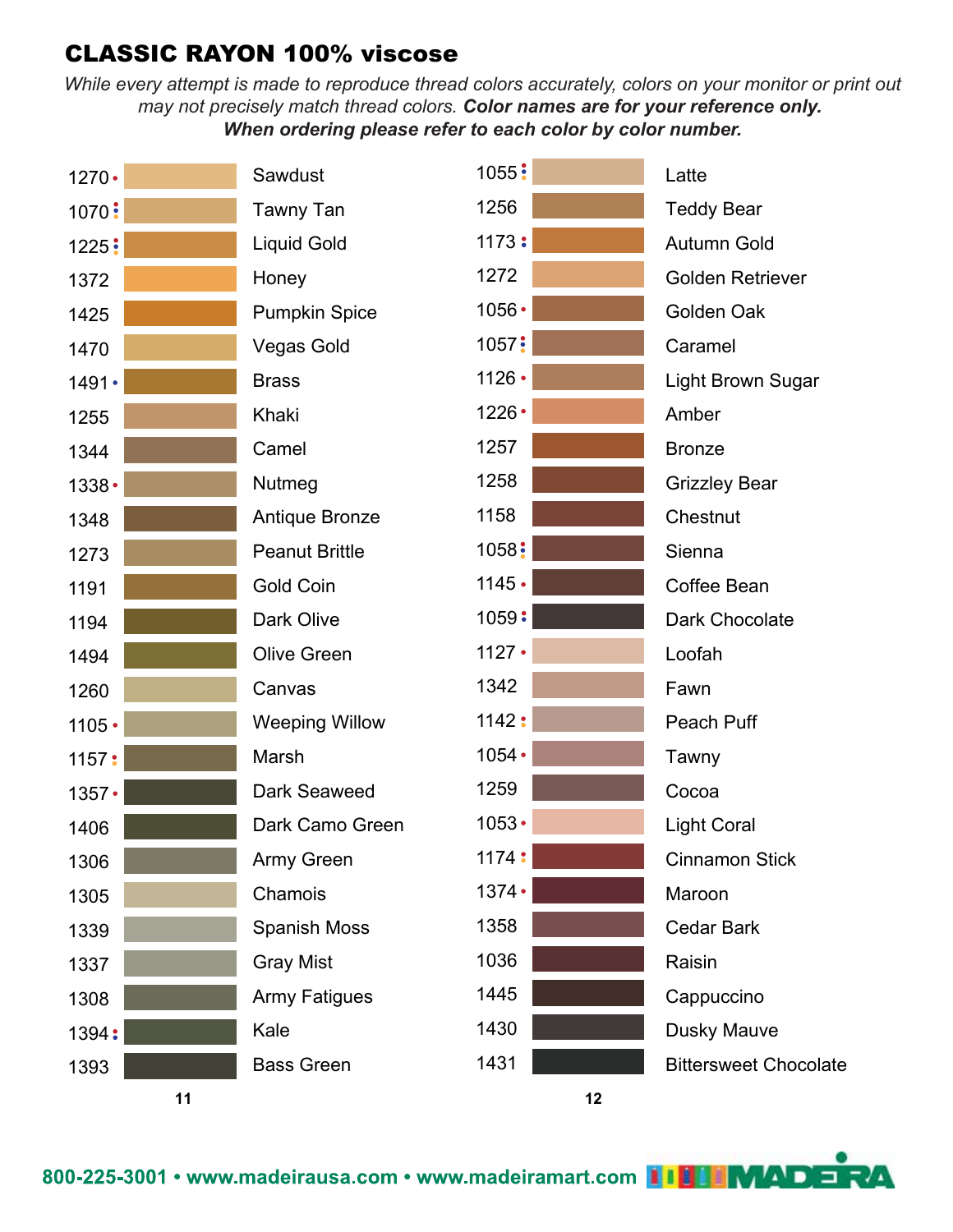## CLASSIC RAYON 100% viscose

*While every attempt is made to reproduce thread colors accurately, colors on your monitor or print out may not precisely match thread colors.* ***Color names are for your reference only. When ordering please refer to each color by color number.***

| Number | Color Name |
|---|---|
| 1270 | Sawdust |
| 1070 | Tawny Tan |
| 1225 | Liquid Gold |
| 1372 | Honey |
| 1425 | Pumpkin Spice |
| 1470 | Vegas Gold |
| 1491 | Brass |
| 1255 | Khaki |
| 1344 | Camel |
| 1338 | Nutmeg |
| 1348 | Antique Bronze |
| 1273 | Peanut Brittle |
| 1191 | Gold Coin |
| 1194 | Dark Olive |
| 1494 | Olive Green |
| 1260 | Canvas |
| 1105 | Weeping Willow |
| 1157 | Marsh |
| 1357 | Dark Seaweed |
| 1406 | Dark Camo Green |
| 1306 | Army Green |
| 1305 | Chamois |
| 1339 | Spanish Moss |
| 1337 | Gray Mist |
| 1308 | Army Fatigues |
| 1394 | Kale |
| 1393 | Bass Green |

| Number | Color Name |
|---|---|
| 1055 | Latte |
| 1256 | Teddy Bear |
| 1173 | Autumn Gold |
| 1272 | Golden Retriever |
| 1056 | Golden Oak |
| 1057 | Caramel |
| 1126 | Light Brown Sugar |
| 1226 | Amber |
| 1257 | Bronze |
| 1258 | Grizzley Bear |
| 1158 | Chestnut |
| 1058 | Sienna |
| 1145 | Coffee Bean |
| 1059 | Dark Chocolate |
| 1127 | Loofah |
| 1342 | Fawn |
| 1142 | Peach Puff |
| 1054 | Tawny |
| 1259 | Cocoa |
| 1053 | Light Coral |
| 1174 | Cinnamon Stick |
| 1374 | Maroon |
| 1358 | Cedar Bark |
| 1036 | Raisin |
| 1445 | Cappuccino |
| 1430 | Dusky Mauve |
| 1431 | Bittersweet Chocolate |

**800-225-3001 • www.madeirausa.com • www.madeiramart.com**

MADEIRA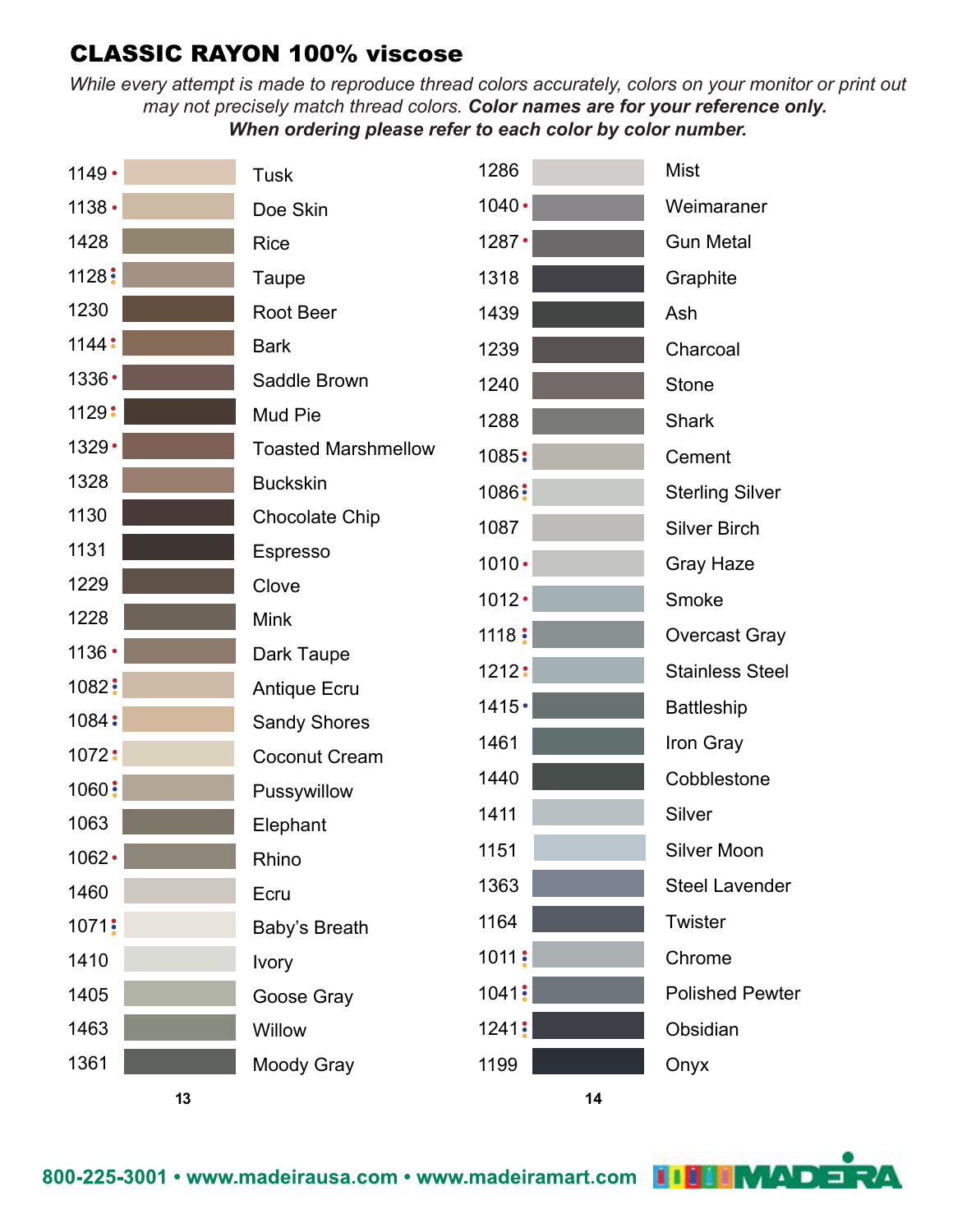## CLASSIC RAYON 100% viscose

*While every attempt is made to reproduce thread colors accurately, colors on your monitor or print out may not precisely match thread colors.* ***Color names are for your reference only. When ordering please refer to each color by color number.***

| Number | Color Name |
|---|---|
| 1149 • | Tusk |
| 1138 • | Doe Skin |
| 1428 | Rice |
| 1128 ⁝ | Taupe |
| 1230 | Root Beer |
| 1144 ⁝ | Bark |
| 1336 • | Saddle Brown |
| 1129 ⁝ | Mud Pie |
| 1329 • | Toasted Marshmellow |
| 1328 | Buckskin |
| 1130 | Chocolate Chip |
| 1131 | Espresso |
| 1229 | Clove |
| 1228 | Mink |
| 1136 • | Dark Taupe |
| 1082 ⁝ | Antique Ecru |
| 1084 ⁝ | Sandy Shores |
| 1072 ⁝ | Coconut Cream |
| 1060 ⁝ | Pussywillow |
| 1063 | Elephant |
| 1062 • | Rhino |
| 1460 | Ecru |
| 1071 ⁝ | Baby's Breath |
| 1410 | Ivory |
| 1405 | Goose Gray |
| 1463 | Willow |
| 1361 | Moody Gray |

| Number | Color Name |
|---|---|
| 1286 | Mist |
| 1040 • | Weimaraner |
| 1287 • | Gun Metal |
| 1318 | Graphite |
| 1439 | Ash |
| 1239 | Charcoal |
| 1240 | Stone |
| 1288 | Shark |
| 1085 ⁝ | Cement |
| 1086 ⁝ | Sterling Silver |
| 1087 | Silver Birch |
| 1010 • | Gray Haze |
| 1012 • | Smoke |
| 1118 ⁝ | Overcast Gray |
| 1212 ⁝ | Stainless Steel |
| 1415 • | Battleship |
| 1461 | Iron Gray |
| 1440 | Cobblestone |
| 1411 | Silver |
| 1151 | Silver Moon |
| 1363 | Steel Lavender |
| 1164 | Twister |
| 1011 ⁝ | Chrome |
| 1041 ⁝ | Polished Pewter |
| 1241 ⁝ | Obsidian |
| 1199 | Onyx |

**800-225-3001 • www.madeirausa.com • www.madeiramart.com** MADEIRA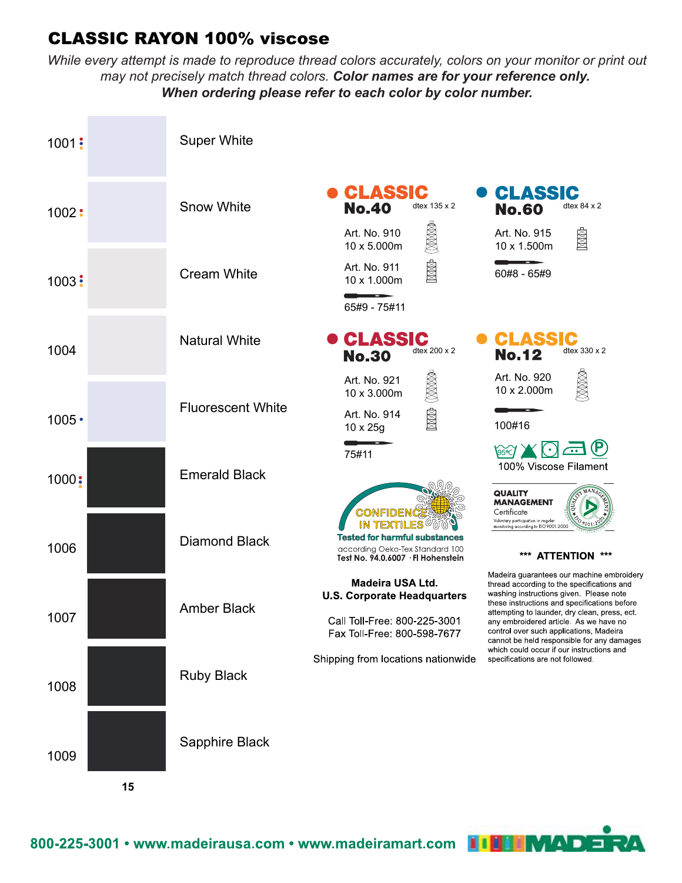# CLASSIC RAYON 100% viscose

*While every attempt is made to reproduce thread colors accurately, colors on your monitor or print out may not precisely match thread colors.* ***Color names are for your reference only.***
***When ordering please refer to each color by color number.***

| Color No. | Color Name |
|---|---|
| 1001 | Super White |
| 1002 | Snow White |
| 1003 | Cream White |
| 1004 | Natural White |
| 1005 | Fluorescent White |
| 1000 | Emerald Black |
| 1006 | Diamond Black |
| 1007 | Amber Black |
| 1008 | Ruby Black |
| 1009 | Sapphire Black |

## CLASSIC No.40
dtex 135 x 2

Art. No. 910
10 x 5.000m

Art. No. 911
10 x 1.000m

65#9 - 75#11

## CLASSIC No.60
dtex 84 x 2

Art. No. 915
10 x 1.500m

60#8 - 65#9

## CLASSIC No.30
dtex 200 x 2

Art. No. 921
10 x 3.000m

Art. No. 914
10 x 25g

75#11

## CLASSIC No.12
dtex 330 x 2

Art. No. 920
10 x 2.000m

100#16

95°C

100% Viscose Filament

CONFIDENCE IN TEXTILES
Tested for harmful substances
according Oeko-Tex Standard 100
Test No. 94.0.6007 · FI Hohenstein

QUALITY MANAGEMENT Certificate
Voluntary participation in regular monitoring according to ISO 9001:2000

**Madeira USA Ltd.**
**U.S. Corporate Headquarters**

Call Toll-Free: 800-225-3001
Fax Toll-Free: 800-598-7677

Shipping from locations nationwide

**\*\*\* ATTENTION \*\*\***

Madeira guarantees our machine embroidery thread according to the specifications and washing instructions given. Please note these instructions and specifications before attempting to launder, dry clean, press, ect. any embroidered article. As we have no control over such applications, Madeira cannot be held responsible for any damages which could occur if our instructions and specifications are not followed.

800-225-3001 • www.madeirausa.com • www.madeiramart.com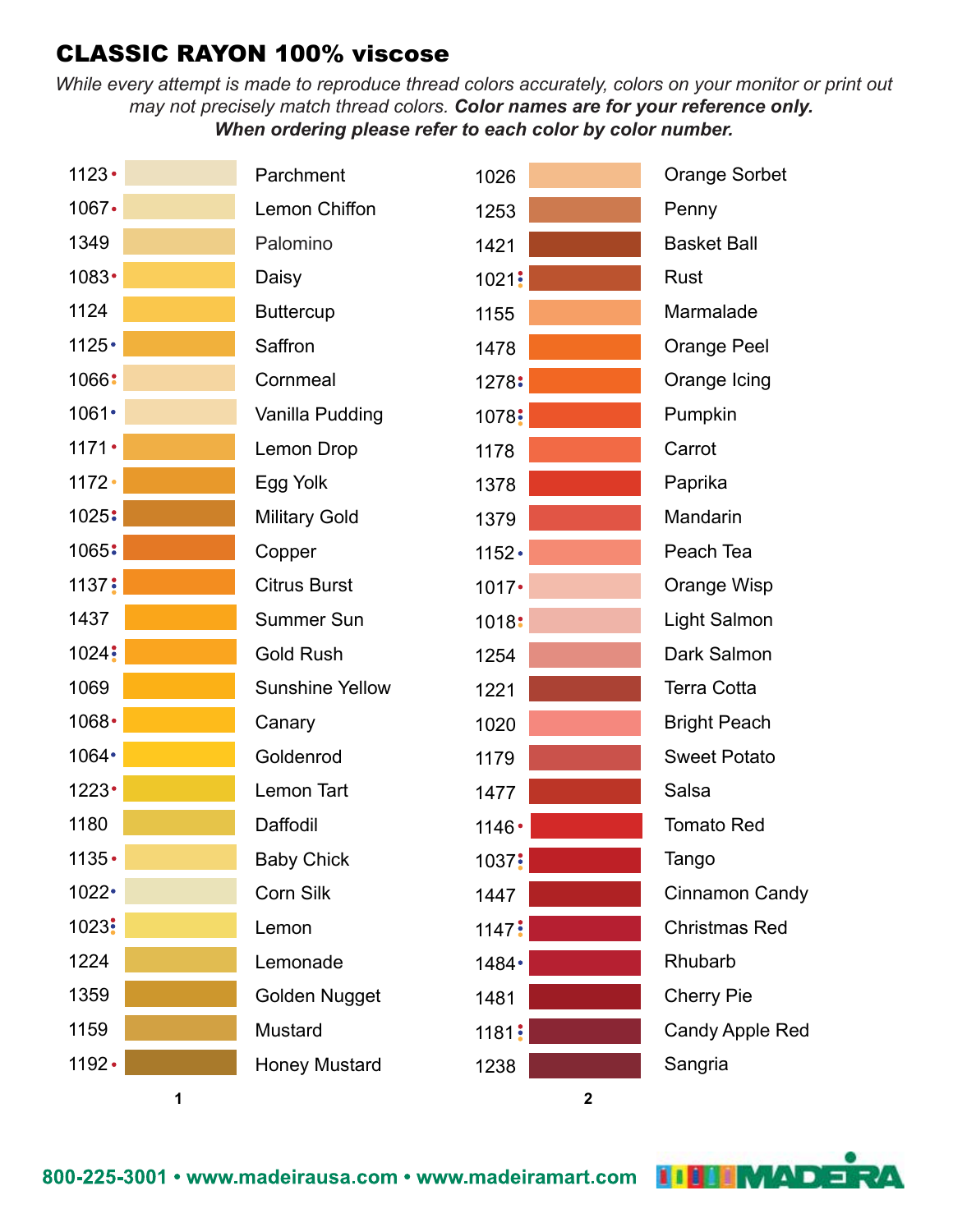## CLASSIC RAYON 100% viscose

*While every attempt is made to reproduce thread colors accurately, colors on your monitor or print out may not precisely match thread colors.* ***Color names are for your reference only. When ordering please refer to each color by color number.***

| | |
|---|---|
| 1123 | Parchment |
| 1067 | Lemon Chiffon |
| 1349 | Palomino |
| 1083 | Daisy |
| 1124 | Buttercup |
| 1125 | Saffron |
| 1066 | Cornmeal |
| 1061 | Vanilla Pudding |
| 1171 | Lemon Drop |
| 1172 | Egg Yolk |
| 1025 | Military Gold |
| 1065 | Copper |
| 1137 | Citrus Burst |
| 1437 | Summer Sun |
| 1024 | Gold Rush |
| 1069 | Sunshine Yellow |
| 1068 | Canary |
| 1064 | Goldenrod |
| 1223 | Lemon Tart |
| 1180 | Daffodil |
| 1135 | Baby Chick |
| 1022 | Corn Silk |
| 1023 | Lemon |
| 1224 | Lemonade |
| 1359 | Golden Nugget |
| 1159 | Mustard |
| 1192 | Honey Mustard |

1

| | |
|---|---|
| 1026 | Orange Sorbet |
| 1253 | Penny |
| 1421 | Basket Ball |
| 1021 | Rust |
| 1155 | Marmalade |
| 1478 | Orange Peel |
| 1278 | Orange Icing |
| 1078 | Pumpkin |
| 1178 | Carrot |
| 1378 | Paprika |
| 1379 | Mandarin |
| 1152 | Peach Tea |
| 1017 | Orange Wisp |
| 1018 | Light Salmon |
| 1254 | Dark Salmon |
| 1221 | Terra Cotta |
| 1020 | Bright Peach |
| 1179 | Sweet Potato |
| 1477 | Salsa |
| 1146 | Tomato Red |
| 1037 | Tango |
| 1447 | Cinnamon Candy |
| 1147 | Christmas Red |
| 1484 | Rhubarb |
| 1481 | Cherry Pie |
| 1181 | Candy Apple Red |
| 1238 | Sangria |

2

**800-225-3001 • www.madeirausa.com • www.madeiramart.com** MADEIRA